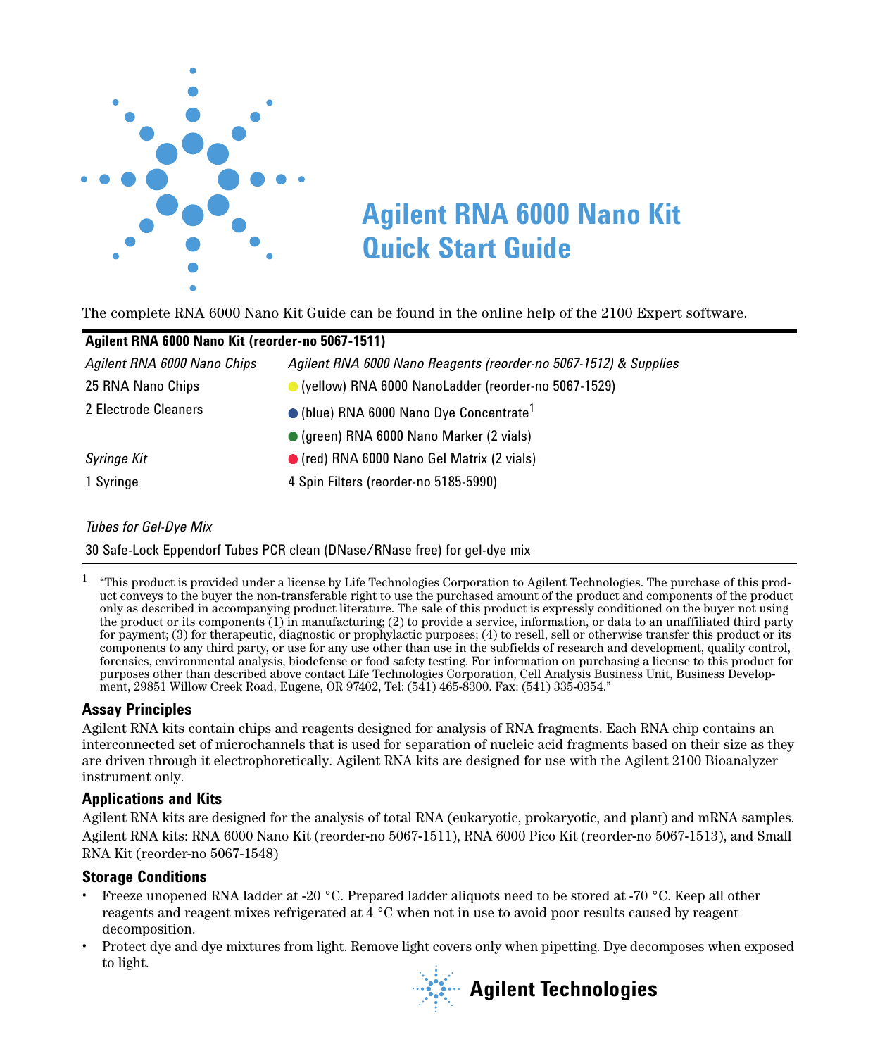# Agilent RNA 6000 Nano Kit Quick Start Guide

The complete RNA 6000 Nano Kit Guide can be found in the online help of the 2100 Expert software.

| **Agilent RNA 6000 Nano Kit (reorder-no 5067-1511)** | |
|---|---|
| *Agilent RNA 6000 Nano Chips* | *Agilent RNA 6000 Nano Reagents (reorder-no 5067-1512) & Supplies* |
| 25 RNA Nano Chips | ● (yellow) RNA 6000 NanoLadder (reorder-no 5067-1529) |
| 2 Electrode Cleaners | ● (blue) RNA 6000 Nano Dye Concentrate[1] |
| | ● (green) RNA 6000 Nano Marker (2 vials) |
| *Syringe Kit* | ● (red) RNA 6000 Nano Gel Matrix (2 vials) |
| 1 Syringe | 4 Spin Filters (reorder-no 5185-5990) |
| *Tubes for Gel-Dye Mix* | |
| 30 Safe-Lock Eppendorf Tubes PCR clean (DNase/RNase free) for gel-dye mix | |

[1] "This product is provided under a license by Life Technologies Corporation to Agilent Technologies. The purchase of this product conveys to the buyer the non-transferable right to use the purchased amount of the product and components of the product only as described in accompanying product literature. The sale of this product is expressly conditioned on the buyer not using the product or its components (1) in manufacturing; (2) to provide a service, information, or data to an unaffiliated third party for payment; (3) for therapeutic, diagnostic or prophylactic purposes; (4) to resell, sell or otherwise transfer this product or its components to any third party, or use for any use other than use in the subfields of research and development, quality control, forensics, environmental analysis, biodefense or food safety testing. For information on purchasing a license to this product for purposes other than described above contact Life Technologies Corporation, Cell Analysis Business Unit, Business Development, 29851 Willow Creek Road, Eugene, OR 97402, Tel: (541) 465-8300. Fax: (541) 335-0354."

### Assay Principles

Agilent RNA kits contain chips and reagents designed for analysis of RNA fragments. Each RNA chip contains an interconnected set of microchannels that is used for separation of nucleic acid fragments based on their size as they are driven through it electrophoretically. Agilent RNA kits are designed for use with the Agilent 2100 Bioanalyzer instrument only.

### Applications and Kits

Agilent RNA kits are designed for the analysis of total RNA (eukaryotic, prokaryotic, and plant) and mRNA samples. Agilent RNA kits: RNA 6000 Nano Kit (reorder-no 5067-1511), RNA 6000 Pico Kit (reorder-no 5067-1513), and Small RNA Kit (reorder-no 5067-1548)

### Storage Conditions

- Freeze unopened RNA ladder at -20 °C. Prepared ladder aliquots need to be stored at -70 °C. Keep all other reagents and reagent mixes refrigerated at 4 °C when not in use to avoid poor results caused by reagent decomposition.
- Protect dye and dye mixtures from light. Remove light covers only when pipetting. Dye decomposes when exposed to light.

Agilent Technologies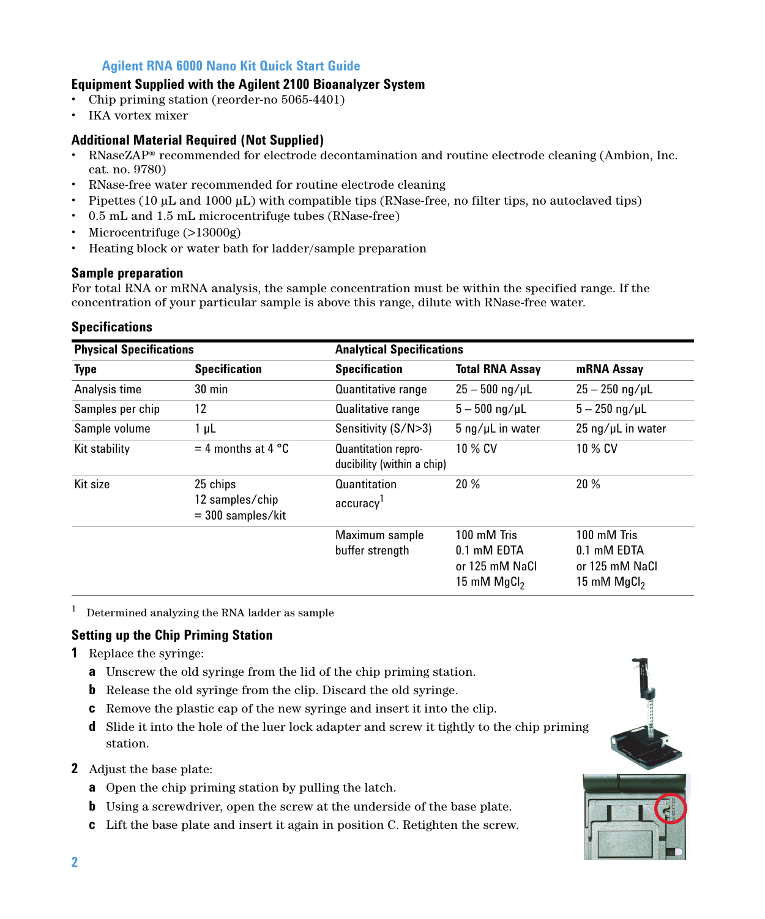## Agilent RNA 6000 Nano Kit Quick Start Guide

### Equipment Supplied with the Agilent 2100 Bioanalyzer System

- Chip priming station (reorder-no 5065-4401)
- IKA vortex mixer

### Additional Material Required (Not Supplied)

- RNaseZAP® recommended for electrode decontamination and routine electrode cleaning (Ambion, Inc. cat. no. 9780)
- RNase-free water recommended for routine electrode cleaning
- Pipettes (10 µL and 1000 µL) with compatible tips (RNase-free, no filter tips, no autoclaved tips)
- 0.5 mL and 1.5 mL microcentrifuge tubes (RNase-free)
- Microcentrifuge (>13000g)
- Heating block or water bath for ladder/sample preparation

### Sample preparation

For total RNA or mRNA analysis, the sample concentration must be within the specified range. If the concentration of your particular sample is above this range, dilute with RNase-free water.

### Specifications

| Physical Specifications | | Analytical Specifications | | |
|---|---|---|---|---|
| **Type** | **Specification** | **Specification** | **Total RNA Assay** | **mRNA Assay** |
| Analysis time | 30 min | Quantitative range | 25 – 500 ng/µL | 25 – 250 ng/µL |
| Samples per chip | 12 | Qualitative range | 5 – 500 ng/µL | 5 – 250 ng/µL |
| Sample volume | 1 µL | Sensitivity (S/N>3) | 5 ng/µL in water | 25 ng/µL in water |
| Kit stability | = 4 months at 4 °C | Quantitation reproducibility (within a chip) | 10 % CV | 10 % CV |
| Kit size | 25 chips<br>12 samples/chip<br>= 300 samples/kit | Quantitation accuracy[1] | 20 % | 20 % |
| | | Maximum sample buffer strength | 100 mM Tris<br>0.1 mM EDTA<br>or 125 mM NaCl<br>15 mM $MgCl_2$ | 100 mM Tris<br>0.1 mM EDTA<br>or 125 mM NaCl<br>15 mM $MgCl_2$ |

[1] Determined analyzing the RNA ladder as sample

### Setting up the Chip Priming Station

1. Replace the syringe:
   - **a** Unscrew the old syringe from the lid of the chip priming station.
   - **b** Release the old syringe from the clip. Discard the old syringe.
   - **c** Remove the plastic cap of the new syringe and insert it into the clip.
   - **d** Slide it into the hole of the luer lock adapter and screw it tightly to the chip priming station.
2. Adjust the base plate:
   - **a** Open the chip priming station by pulling the latch.
   - **b** Using a screwdriver, open the screw at the underside of the base plate.
   - **c** Lift the base plate and insert it again in position C. Retighten the screw.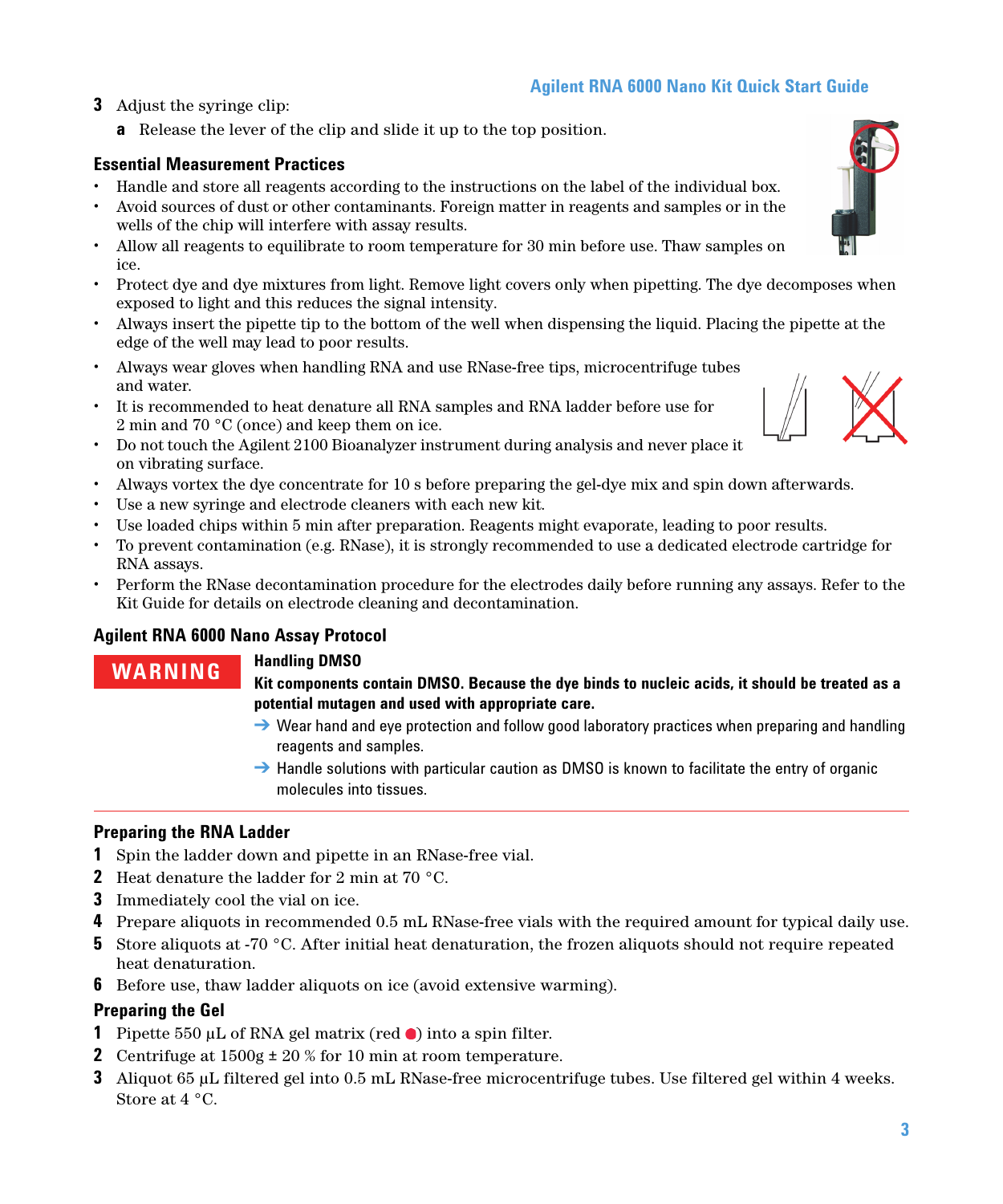3 Adjust the syringe clip:

   a Release the lever of the clip and slide it up to the top position.

### Essential Measurement Practices

- Handle and store all reagents according to the instructions on the label of the individual box.
- Avoid sources of dust or other contaminants. Foreign matter in reagents and samples or in the wells of the chip will interfere with assay results.
- Allow all reagents to equilibrate to room temperature for 30 min before use. Thaw samples on ice.
- Protect dye and dye mixtures from light. Remove light covers only when pipetting. The dye decomposes when exposed to light and this reduces the signal intensity.
- Always insert the pipette tip to the bottom of the well when dispensing the liquid. Placing the pipette at the edge of the well may lead to poor results.
- Always wear gloves when handling RNA and use RNase-free tips, microcentrifuge tubes and water.
- It is recommended to heat denature all RNA samples and RNA ladder before use for 2 min and 70 °C (once) and keep them on ice.
- Do not touch the Agilent 2100 Bioanalyzer instrument during analysis and never place it on vibrating surface.
- Always vortex the dye concentrate for 10 s before preparing the gel-dye mix and spin down afterwards.
- Use a new syringe and electrode cleaners with each new kit.
- Use loaded chips within 5 min after preparation. Reagents might evaporate, leading to poor results.
- To prevent contamination (e.g. RNase), it is strongly recommended to use a dedicated electrode cartridge for RNA assays.
- Perform the RNase decontamination procedure for the electrodes daily before running any assays. Refer to the Kit Guide for details on electrode cleaning and decontamination.

### Agilent RNA 6000 Nano Assay Protocol

**WARNING**

**Handling DMSO**

**Kit components contain DMSO. Because the dye binds to nucleic acids, it should be treated as a potential mutagen and used with appropriate care.**

→ Wear hand and eye protection and follow good laboratory practices when preparing and handling reagents and samples.

→ Handle solutions with particular caution as DMSO is known to facilitate the entry of organic molecules into tissues.

### Preparing the RNA Ladder

1. Spin the ladder down and pipette in an RNase-free vial.
2. Heat denature the ladder for 2 min at 70 °C.
3. Immediately cool the vial on ice.
4. Prepare aliquots in recommended 0.5 mL RNase-free vials with the required amount for typical daily use.
5. Store aliquots at -70 °C. After initial heat denaturation, the frozen aliquots should not require repeated heat denaturation.
6. Before use, thaw ladder aliquots on ice (avoid extensive warming).

### Preparing the Gel

1. Pipette 550 µL of RNA gel matrix (red ●) into a spin filter.
2. Centrifuge at 1500g ± 20 % for 10 min at room temperature.
3. Aliquot 65 µL filtered gel into 0.5 mL RNase-free microcentrifuge tubes. Use filtered gel within 4 weeks. Store at 4 °C.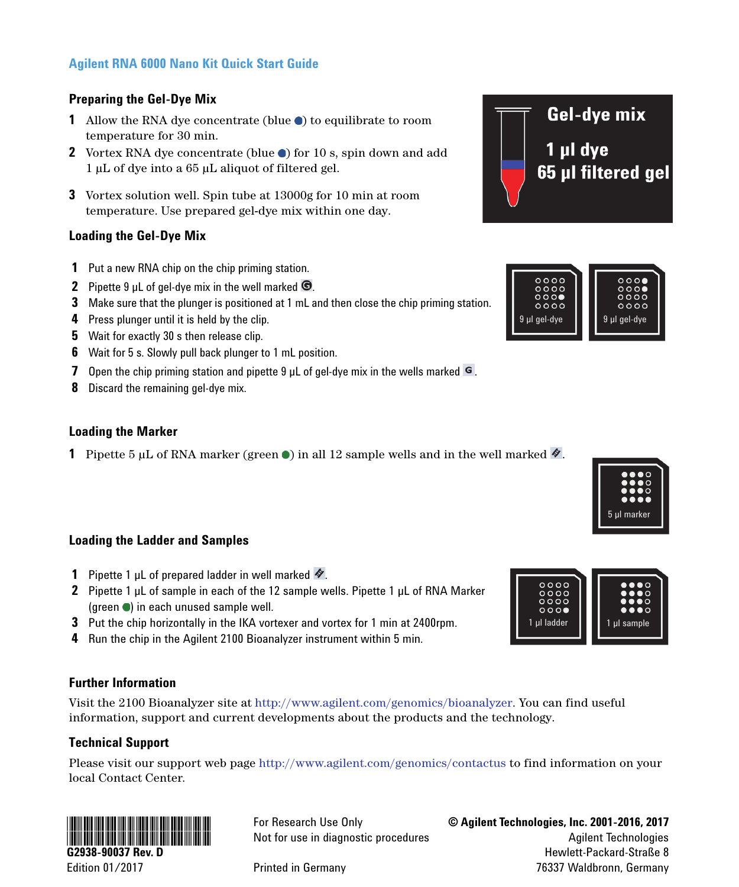# Agilent RNA 6000 Nano Kit Quick Start Guide

## Preparing the Gel-Dye Mix

1. Allow the RNA dye concentrate (blue ●) to equilibrate to room temperature for 30 min.
2. Vortex RNA dye concentrate (blue ●) for 10 s, spin down and add 1 µL of dye into a 65 µL aliquot of filtered gel.
3. Vortex solution well. Spin tube at 13000g for 10 min at room temperature. Use prepared gel-dye mix within one day.

Gel-dye mix

1 µl dye

65 µl filtered gel

## Loading the Gel-Dye Mix

1. Put a new RNA chip on the chip priming station.
2. Pipette 9 µL of gel-dye mix in the well marked G.
3. Make sure that the plunger is positioned at 1 mL and then close the chip priming station.
4. Press plunger until it is held by the clip.
5. Wait for exactly 30 s then release clip.
6. Wait for 5 s. Slowly pull back plunger to 1 mL position.
7. Open the chip priming station and pipette 9 µL of gel-dye mix in the wells marked G.
8. Discard the remaining gel-dye mix.

9 µl gel-dye

9 µl gel-dye

## Loading the Marker

1. Pipette 5 µL of RNA marker (green ●) in all 12 sample wells and in the well marked (ladder).

5 µl marker

## Loading the Ladder and Samples

1. Pipette 1 µL of prepared ladder in well marked (ladder).
2. Pipette 1 µL of sample in each of the 12 sample wells. Pipette 1 µL of RNA Marker (green ●) in each unused sample well.
3. Put the chip horizontally in the IKA vortexer and vortex for 1 min at 2400rpm.
4. Run the chip in the Agilent 2100 Bioanalyzer instrument within 5 min.

1 µl ladder

1 µl sample

## Further Information

Visit the 2100 Bioanalyzer site at http://www.agilent.com/genomics/bioanalyzer. You can find useful information, support and current developments about the products and the technology.

## Technical Support

Please visit our support web page http://www.agilent.com/genomics/contactus to find information on your local Contact Center.

**G2938-90037 Rev. D**

Edition 01/2017

For Research Use Only

Not for use in diagnostic procedures

Printed in Germany

**© Agilent Technologies, Inc. 2001-2016, 2017**

Agilent Technologies

Hewlett-Packard-Straße 8

76337 Waldbronn, Germany